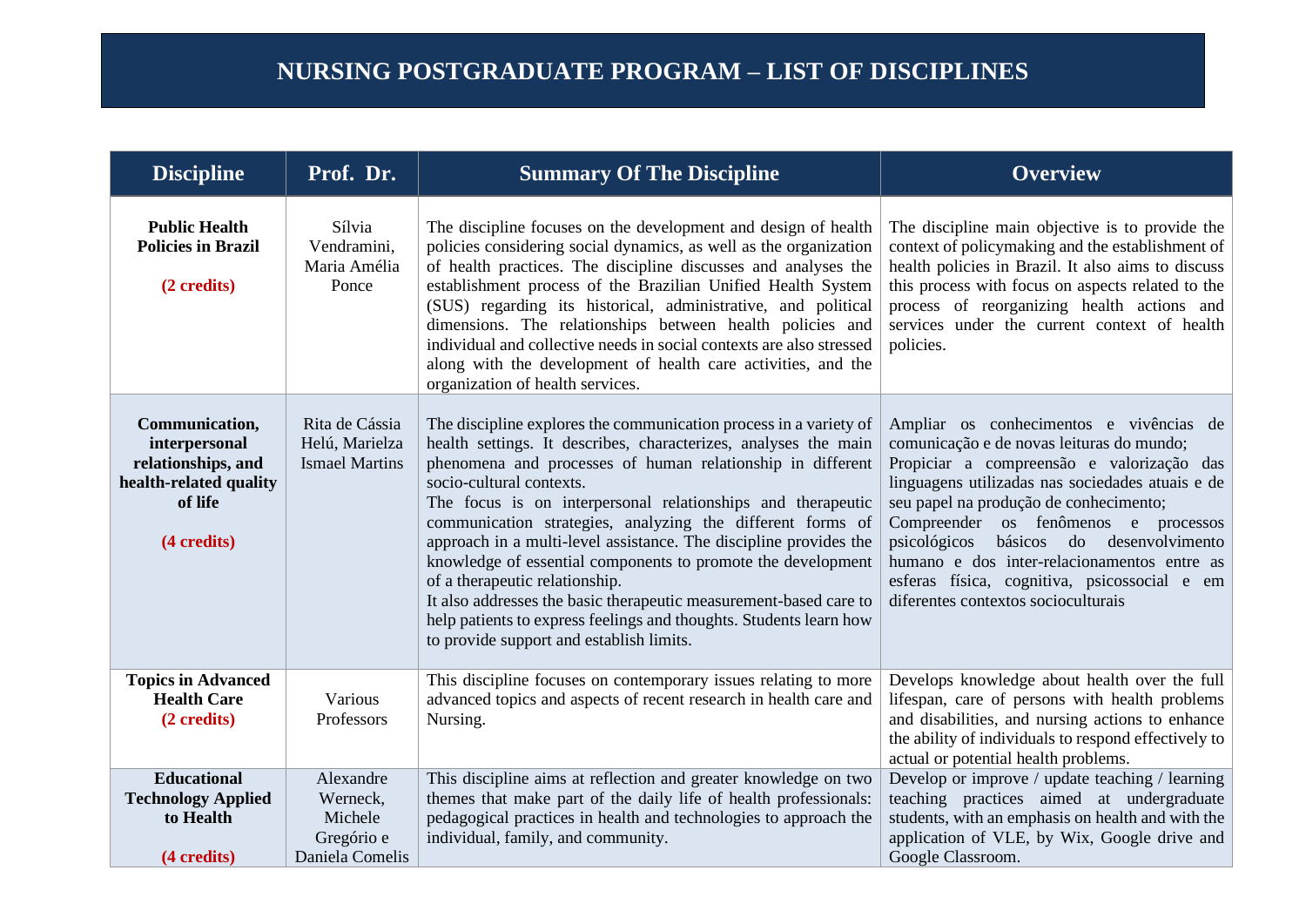# NURSING POSTGRADUATE PROGRAM – LIST OF DISCIPLINES

| Discipline | Prof. Dr. | Summary Of The Discipline | Overview |
|---|---|---|---|
| **Public Health Policies in Brazil** <br><br> **(2 credits)** | Sílvia Vendramini, Maria Amélia Ponce | The discipline focuses on the development and design of health policies considering social dynamics, as well as the organization of health practices. The discipline discusses and analyses the establishment process of the Brazilian Unified Health System (SUS) regarding its historical, administrative, and political dimensions. The relationships between health policies and individual and collective needs in social contexts are also stressed along with the development of health care activities, and the organization of health services. | The discipline main objective is to provide the context of policymaking and the establishment of health policies in Brazil. It also aims to discuss this process with focus on aspects related to the process of reorganizing health actions and services under the current context of health policies. |
| **Communication, interpersonal relationships, and health-related quality of life** <br><br> **(4 credits)** | Rita de Cássia Helú, Marielza Ismael Martins | The discipline explores the communication process in a variety of health settings. It describes, characterizes, analyses the main phenomena and processes of human relationship in different socio-cultural contexts. <br> The focus is on interpersonal relationships and therapeutic communication strategies, analyzing the different forms of approach in a multi-level assistance. The discipline provides the knowledge of essential components to promote the development of a therapeutic relationship. <br> It also addresses the basic therapeutic measurement-based care to help patients to express feelings and thoughts. Students learn how to provide support and establish limits. | Ampliar os conhecimentos e vivências de comunicação e de novas leituras do mundo; <br> Propiciar a compreensão e valorização das linguagens utilizadas nas sociedades atuais e de seu papel na produção de conhecimento; <br> Compreender os fenômenos e processos psicológicos básicos do desenvolvimento humano e dos inter-relacionamentos entre as esferas física, cognitiva, psicossocial e em diferentes contextos socioculturais |
| **Topics in Advanced Health Care** <br> **(2 credits)** | Various Professors | This discipline focuses on contemporary issues relating to more advanced topics and aspects of recent research in health care and Nursing. | Develops knowledge about health over the full lifespan, care of persons with health problems and disabilities, and nursing actions to enhance the ability of individuals to respond effectively to actual or potential health problems. |
| **Educational Technology Applied to Health** <br><br> **(4 credits)** | Alexandre Werneck, Michele Gregório e Daniela Comelis | This discipline aims at reflection and greater knowledge on two themes that make part of the daily life of health professionals: pedagogical practices in health and technologies to approach the individual, family, and community. | Develop or improve / update teaching / learning teaching practices aimed at undergraduate students, with an emphasis on health and with the application of VLE, by Wix, Google drive and Google Classroom. |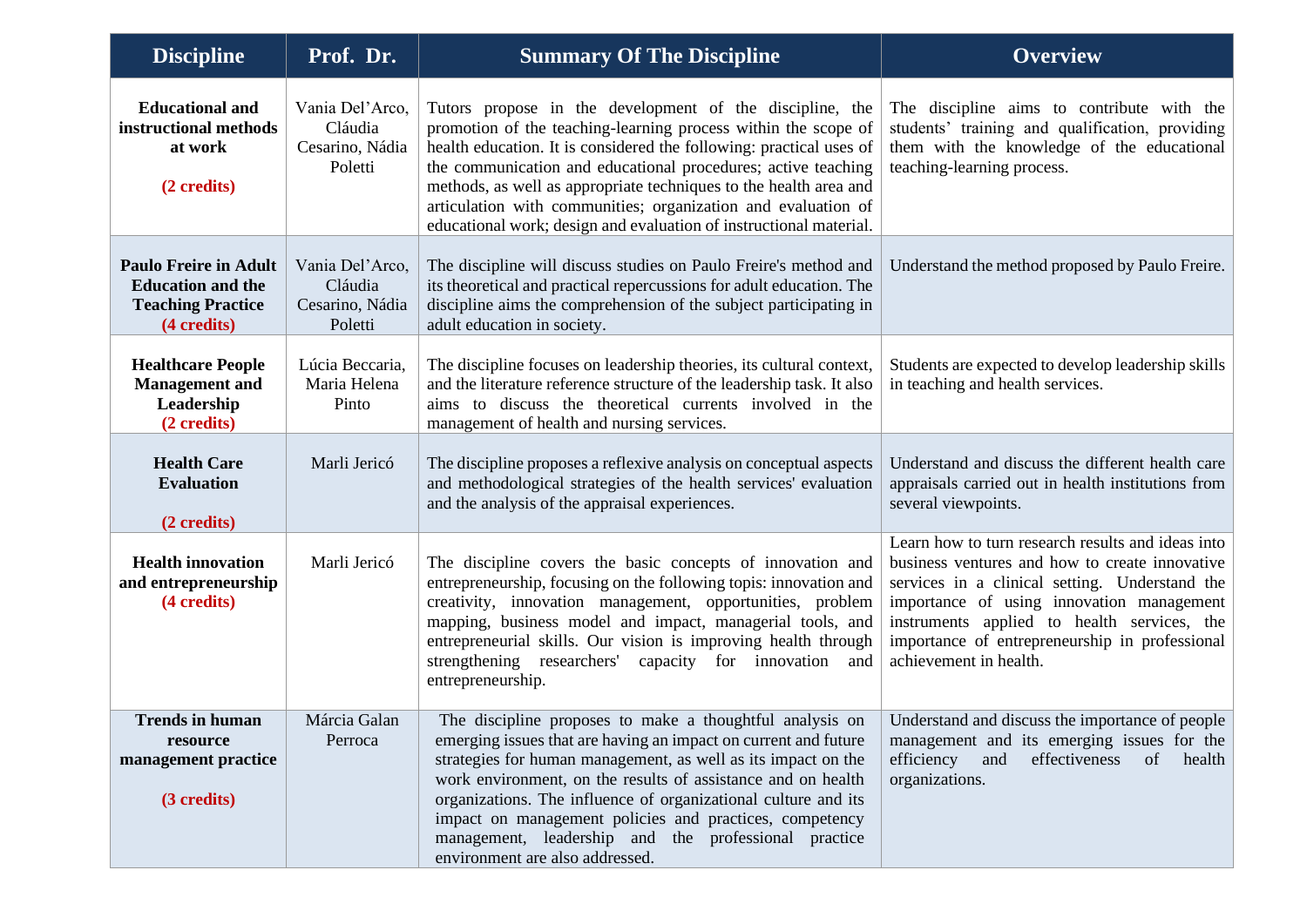| Discipline | Prof. Dr. | Summary Of The Discipline | Overview |
|---|---|---|---|
| **Educational and instructional methods at work** **(2 credits)** | Vania Del'Arco, Cláudia Cesarino, Nádia Poletti | Tutors propose in the development of the discipline, the promotion of the teaching-learning process within the scope of health education. It is considered the following: practical uses of the communication and educational procedures; active teaching methods, as well as appropriate techniques to the health area and articulation with communities; organization and evaluation of educational work; design and evaluation of instructional material. | The discipline aims to contribute with the students' training and qualification, providing them with the knowledge of the educational teaching-learning process. |
| **Paulo Freire in Adult Education and the Teaching Practice** **(4 credits)** | Vania Del'Arco, Cláudia Cesarino, Nádia Poletti | The discipline will discuss studies on Paulo Freire's method and its theoretical and practical repercussions for adult education. The discipline aims the comprehension of the subject participating in adult education in society. | Understand the method proposed by Paulo Freire. |
| **Healthcare People Management and Leadership** **(2 credits)** | Lúcia Beccaria, Maria Helena Pinto | The discipline focuses on leadership theories, its cultural context, and the literature reference structure of the leadership task. It also aims to discuss the theoretical currents involved in the management of health and nursing services. | Students are expected to develop leadership skills in teaching and health services. |
| **Health Care Evaluation** **(2 credits)** | Marli Jericó | The discipline proposes a reflexive analysis on conceptual aspects and methodological strategies of the health services' evaluation and the analysis of the appraisal experiences. | Understand and discuss the different health care appraisals carried out in health institutions from several viewpoints. |
| **Health innovation and entrepreneurship** **(4 credits)** | Marli Jericó | The discipline covers the basic concepts of innovation and entrepreneurship, focusing on the following topis: innovation and creativity, innovation management, opportunities, problem mapping, business model and impact, managerial tools, and entrepreneurial skills. Our vision is improving health through strengthening researchers' capacity for innovation and entrepreneurship. | Learn how to turn research results and ideas into business ventures and how to create innovative services in a clinical setting. Understand the importance of using innovation management instruments applied to health services, the importance of entrepreneurship in professional achievement in health. |
| **Trends in human resource management practice** **(3 credits)** | Márcia Galan Perroca | The discipline proposes to make a thoughtful analysis on emerging issues that are having an impact on current and future strategies for human management, as well as its impact on the work environment, on the results of assistance and on health organizations. The influence of organizational culture and its impact on management policies and practices, competency management, leadership and the professional practice environment are also addressed. | Understand and discuss the importance of people management and its emerging issues for the efficiency and effectiveness of health organizations. |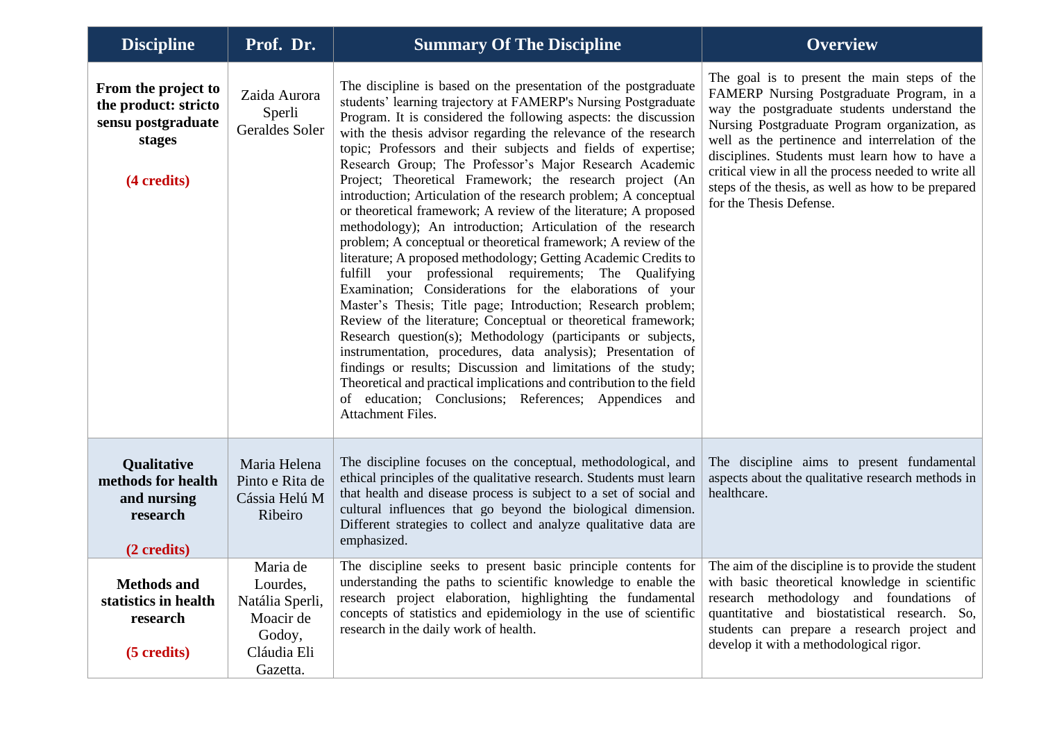| Discipline | Prof. Dr. | Summary Of The Discipline | Overview |
|---|---|---|---|
| **From the project to the product: stricto sensu postgraduate stages** <br><br> **(4 credits)** | Zaida Aurora Sperli Geraldes Soler | The discipline is based on the presentation of the postgraduate students' learning trajectory at FAMERP's Nursing Postgraduate Program. It is considered the following aspects: the discussion with the thesis advisor regarding the relevance of the research topic; Professors and their subjects and fields of expertise; Research Group; The Professor's Major Research Academic Project; Theoretical Framework; the research project (An introduction; Articulation of the research problem; A conceptual or theoretical framework; A review of the literature; A proposed methodology); An introduction; Articulation of the research problem; A conceptual or theoretical framework; A review of the literature; A proposed methodology; Getting Academic Credits to fulfill your professional requirements; The Qualifying Examination; Considerations for the elaborations of your Master's Thesis; Title page; Introduction; Research problem; Review of the literature; Conceptual or theoretical framework; Research question(s); Methodology (participants or subjects, instrumentation, procedures, data analysis); Presentation of findings or results; Discussion and limitations of the study; Theoretical and practical implications and contribution to the field of education; Conclusions; References; Appendices and Attachment Files. | The goal is to present the main steps of the FAMERP Nursing Postgraduate Program, in a way the postgraduate students understand the Nursing Postgraduate Program organization, as well as the pertinence and interrelation of the disciplines. Students must learn how to have a critical view in all the process needed to write all steps of the thesis, as well as how to be prepared for the Thesis Defense. |
| **Qualitative methods for health and nursing research** <br><br> **(2 credits)** | Maria Helena Pinto e Rita de Cássia Helú M Ribeiro | The discipline focuses on the conceptual, methodological, and ethical principles of the qualitative research. Students must learn that health and disease process is subject to a set of social and cultural influences that go beyond the biological dimension. Different strategies to collect and analyze qualitative data are emphasized. | The discipline aims to present fundamental aspects about the qualitative research methods in healthcare. |
| **Methods and statistics in health research** <br><br> **(5 credits)** | Maria de Lourdes, Natália Sperli, Moacir de Godoy, Cláudia Eli Gazetta. | The discipline seeks to present basic principle contents for understanding the paths to scientific knowledge to enable the research project elaboration, highlighting the fundamental concepts of statistics and epidemiology in the use of scientific research in the daily work of health. | The aim of the discipline is to provide the student with basic theoretical knowledge in scientific research methodology and foundations of quantitative and biostatistical research. So, students can prepare a research project and develop it with a methodological rigor. |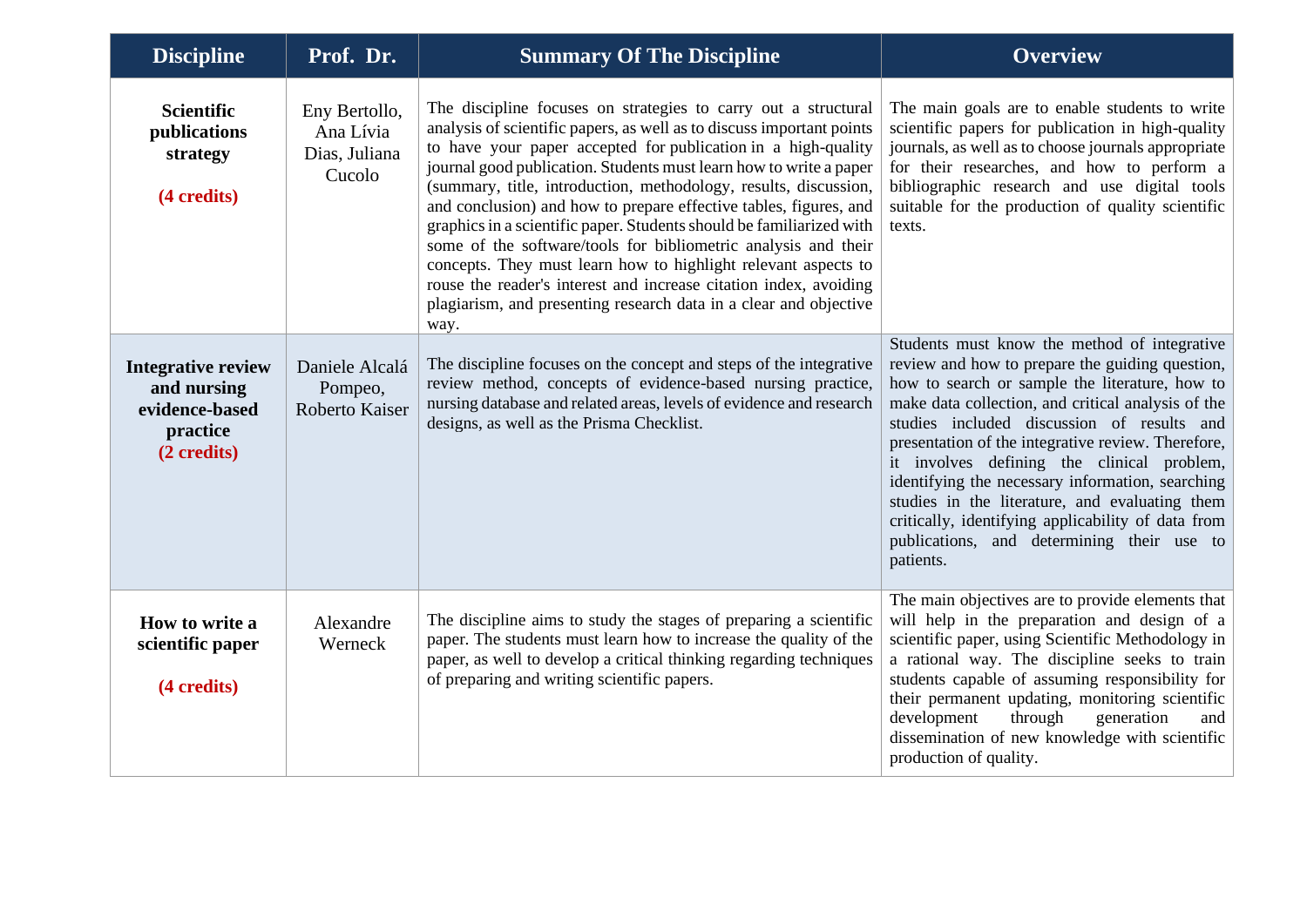| Discipline | Prof. Dr. | Summary Of The Discipline | Overview |
|---|---|---|---|
| **Scientific publications strategy** **(4 credits)** | Eny Bertollo, Ana Lívia Dias, Juliana Cucolo | The discipline focuses on strategies to carry out a structural analysis of scientific papers, as well as to discuss important points to have your paper accepted for publication in a high-quality journal good publication. Students must learn how to write a paper (summary, title, introduction, methodology, results, discussion, and conclusion) and how to prepare effective tables, figures, and graphics in a scientific paper. Students should be familiarized with some of the software/tools for bibliometric analysis and their concepts. They must learn how to highlight relevant aspects to rouse the reader's interest and increase citation index, avoiding plagiarism, and presenting research data in a clear and objective way. | The main goals are to enable students to write scientific papers for publication in high-quality journals, as well as to choose journals appropriate for their researches, and how to perform a bibliographic research and use digital tools suitable for the production of quality scientific texts. |
| **Integrative review and nursing evidence-based practice** **(2 credits)** | Daniele Alcalá Pompeo, Roberto Kaiser | The discipline focuses on the concept and steps of the integrative review method, concepts of evidence-based nursing practice, nursing database and related areas, levels of evidence and research designs, as well as the Prisma Checklist. | Students must know the method of integrative review and how to prepare the guiding question, how to search or sample the literature, how to make data collection, and critical analysis of the studies included discussion of results and presentation of the integrative review. Therefore, it involves defining the clinical problem, identifying the necessary information, searching studies in the literature, and evaluating them critically, identifying applicability of data from publications, and determining their use to patients. |
| **How to write a scientific paper** **(4 credits)** | Alexandre Werneck | The discipline aims to study the stages of preparing a scientific paper. The students must learn how to increase the quality of the paper, as well to develop a critical thinking regarding techniques of preparing and writing scientific papers. | The main objectives are to provide elements that will help in the preparation and design of a scientific paper, using Scientific Methodology in a rational way. The discipline seeks to train students capable of assuming responsibility for their permanent updating, monitoring scientific development through generation and dissemination of new knowledge with scientific production of quality. |